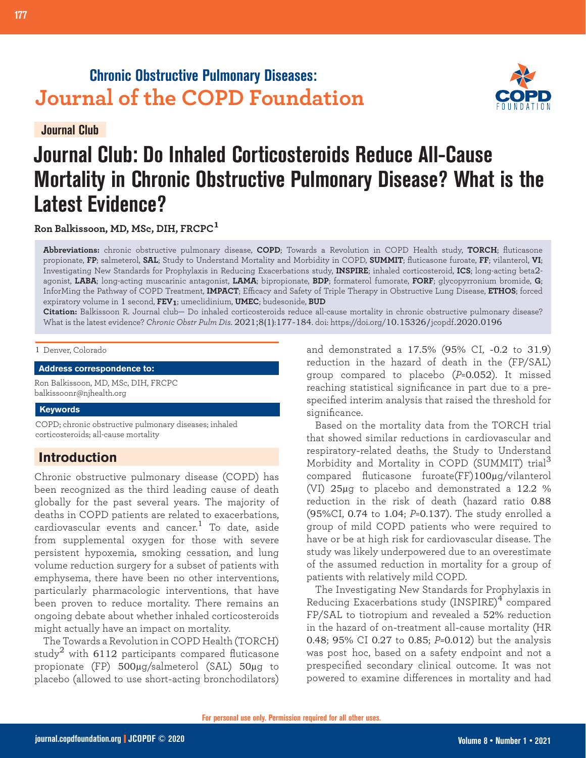## Chronic Obstructive Pulmonary Diseases: Journal of the COPD Foundation

Journal Club

# Journal Club: Do Inhaled Corticosteroids Reduce All-Cause Mortality in Chronic Obstructive Pulmonary Disease? What is the Latest Evidence?

**Ron Balkissoon, MD, MSc, DIH, FRCPC[1]**

**Abbreviations:** chronic obstructive pulmonary disease, **COPD**; Towards a Revolution in COPD Health study, **TORCH**; fluticasone propionate, **FP**; salmeterol, **SAL**; Study to Understand Mortality and Morbidity in COPD, **SUMMIT**; fluticasone furoate, **FF**; vilanterol, **VI**; Investigating New Standards for Prophylaxis in Reducing Exacerbations study, **INSPIRE**; inhaled corticosteroid, **ICS**; long-acting beta2-agonist, **LABA**; long-acting muscarinic antagonist, **LAMA**; bipropionate, **BDP**; formaterol fumorate, **FORF**; glycopyrronium bromide, **G**; InforMing the Pathway of COPD Treatment, **IMPACT**; Efficacy and Safety of Triple Therapy in Obstructive Lung Disease, **ETHOS**; forced expiratory volume in 1 second, **$FEV_1$**; umeclidinium, **UMEC**; budesonide, **BUD**

**Citation:** Balkissoon R. Journal club— Do inhaled corticosteroids reduce all-cause mortality in chronic obstructive pulmonary disease? What is the latest evidence? *Chronic Obstr Pulm Dis*. 2021;8(1):177-184. doi: https://doi.org/10.15326/jcopdf.2020.0196

1 Denver, Colorado

**Address correspondence to:**

Ron Balkissoon, MD, MSc, DIH, FRCPC
balkissoonr@njhealth.org

**Keywords**

COPD; chronic obstructive pulmonary diseases; inhaled corticosteroids; all-cause mortality

## Introduction

Chronic obstructive pulmonary disease (COPD) has been recognized as the third leading cause of death globally for the past several years. The majority of deaths in COPD patients are related to exacerbations, cardiovascular events and cancer.[1] To date, aside from supplemental oxygen for those with severe persistent hypoxemia, smoking cessation, and lung volume reduction surgery for a subset of patients with emphysema, there have been no other interventions, particularly pharmacologic interventions, that have been proven to reduce mortality. There remains an ongoing debate about whether inhaled corticosteroids might actually have an impact on mortality.

The Towards a Revolution in COPD Health (TORCH) study[2] with 6112 participants compared fluticasone propionate (FP) 500µg/salmeterol (SAL) 50µg to placebo (allowed to use short-acting bronchodilators) and demonstrated a 17.5% (95% CI, -0.2 to 31.9) reduction in the hazard of death in the (FP/SAL) group compared to placebo ($P$=0.052). It missed reaching statistical significance in part due to a prespecified interim analysis that raised the threshold for significance.

Based on the mortality data from the TORCH trial that showed similar reductions in cardiovascular and respiratory-related deaths, the Study to Understand Morbidity and Mortality in COPD (SUMMIT) trial[3] compared fluticasone furoate(FF)100µg/vilanterol (VI) 25µg to placebo and demonstrated a 12.2 % reduction in the risk of death (hazard ratio 0.88 (95%CI, 0.74 to 1.04; $P$=0.137). The study enrolled a group of mild COPD patients who were required to have or be at high risk for cardiovascular disease. The study was likely underpowered due to an overestimate of the assumed reduction in mortality for a group of patients with relatively mild COPD.

The Investigating New Standards for Prophylaxis in Reducing Exacerbations study (INSPIRE)[4] compared FP/SAL to tiotropium and revealed a 52% reduction in the hazard of on-treatment all-cause mortality (HR 0.48; 95% CI 0.27 to 0.85; $P$=0.012) but the analysis was post hoc, based on a safety endpoint and not a prespecified secondary clinical outcome. It was not powered to examine differences in mortality and had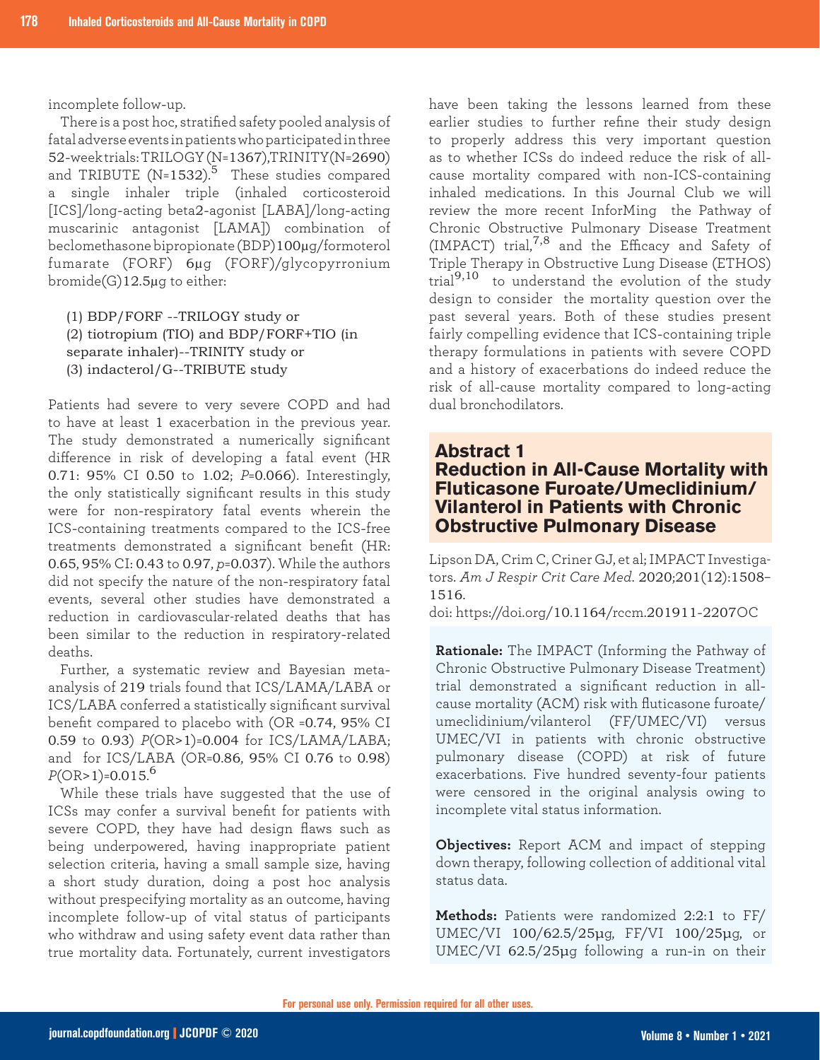incomplete follow-up.

There is a post hoc, stratified safety pooled analysis of fatal adverse events in patients who participated in three 52-week trials: TRILOGY (N=1367), TRINITY (N=2690) and TRIBUTE (N=1532).[5] These studies compared a single inhaler triple (inhaled corticosteroid [ICS]/long-acting beta2-agonist [LABA]/long-acting muscarinic antagonist [LAMA]) combination of beclomethasone bipropionate (BDP) 100µg/formoterol fumarate (FORF) 6µg (FORF)/glycopyrronium bromide(G)12.5µg to either:

(1) BDP/FORF --TRILOGY study or
(2) tiotropium (TIO) and BDP/FORF+TIO (in separate inhaler)--TRINITY study or
(3) indacterol/G--TRIBUTE study

Patients had severe to very severe COPD and had to have at least 1 exacerbation in the previous year. The study demonstrated a numerically significant difference in risk of developing a fatal event (HR 0.71: 95% CI 0.50 to 1.02; *P*=0.066). Interestingly, the only statistically significant results in this study were for non-respiratory fatal events wherein the ICS-containing treatments compared to the ICS-free treatments demonstrated a significant benefit (HR: 0.65, 95% CI: 0.43 to 0.97, *p*=0.037). While the authors did not specify the nature of the non-respiratory fatal events, several other studies have demonstrated a reduction in cardiovascular-related deaths that has been similar to the reduction in respiratory-related deaths.

Further, a systematic review and Bayesian meta-analysis of 219 trials found that ICS/LAMA/LABA or ICS/LABA conferred a statistically significant survival benefit compared to placebo with (OR =0.74, 95% CI 0.59 to 0.93) *P*(OR>1)=0.004 for ICS/LAMA/LABA; and for ICS/LABA (OR=0.86, 95% CI 0.76 to 0.98) *P*(OR>1)=0.015.[6]

While these trials have suggested that the use of ICSs may confer a survival benefit for patients with severe COPD, they have had design flaws such as being underpowered, having inappropriate patient selection criteria, having a small sample size, having a short study duration, doing a post hoc analysis without prespecifying mortality as an outcome, having incomplete follow-up of vital status of participants who withdraw and using safety event data rather than true mortality data. Fortunately, current investigators have been taking the lessons learned from these earlier studies to further refine their study design to properly address this very important question as to whether ICSs do indeed reduce the risk of all-cause mortality compared with non-ICS-containing inhaled medications. In this Journal Club we will review the more recent InforMing the Pathway of Chronic Obstructive Pulmonary Disease Treatment (IMPACT) trial,[7,8] and the Efficacy and Safety of Triple Therapy in Obstructive Lung Disease (ETHOS) trial[9,10] to understand the evolution of the study design to consider the mortality question over the past several years. Both of these studies present fairly compelling evidence that ICS-containing triple therapy formulations in patients with severe COPD and a history of exacerbations do indeed reduce the risk of all-cause mortality compared to long-acting dual bronchodilators.

## Abstract 1
## Reduction in All-Cause Mortality with Fluticasone Furoate/Umeclidinium/Vilanterol in Patients with Chronic Obstructive Pulmonary Disease

Lipson DA, Crim C, Criner GJ, et al; IMPACT Investigators. *Am J Respir Crit Care Med.* 2020;201(12):1508–1516.
doi: https://doi.org/10.1164/rccm.201911-2207OC

**Rationale:** The IMPACT (Informing the Pathway of Chronic Obstructive Pulmonary Disease Treatment) trial demonstrated a significant reduction in all-cause mortality (ACM) risk with fluticasone furoate/umeclidinium/vilanterol (FF/UMEC/VI) versus UMEC/VI in patients with chronic obstructive pulmonary disease (COPD) at risk of future exacerbations. Five hundred seventy-four patients were censored in the original analysis owing to incomplete vital status information.

**Objectives:** Report ACM and impact of stepping down therapy, following collection of additional vital status data.

**Methods:** Patients were randomized 2:2:1 to FF/UMEC/VI 100/62.5/25µg, FF/VI 100/25µg, or UMEC/VI 62.5/25µg following a run-in on their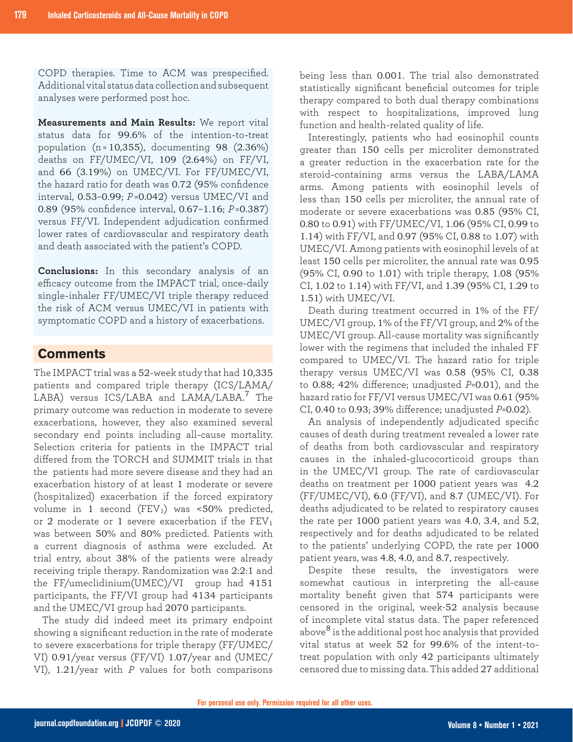COPD therapies. Time to ACM was prespecified. Additional vital status data collection and subsequent analyses were performed post hoc.

**Measurements and Main Results:** We report vital status data for 99.6% of the intention-to-treat population (n = 10,355), documenting 98 (2.36%) deaths on FF/UMEC/VI, 109 (2.64%) on FF/VI, and 66 (3.19%) on UMEC/VI. For FF/UMEC/VI, the hazard ratio for death was 0.72 (95% confidence interval, 0.53–0.99; $P$ = 0.042) versus UMEC/VI and 0.89 (95% confidence interval, 0.67–1.16; $P$ = 0.387) versus FF/VI. Independent adjudication confirmed lower rates of cardiovascular and respiratory death and death associated with the patient's COPD.

**Conclusions:** In this secondary analysis of an efficacy outcome from the IMPACT trial, once-daily single-inhaler FF/UMEC/VI triple therapy reduced the risk of ACM versus UMEC/VI in patients with symptomatic COPD and a history of exacerbations.

## Comments

The IMPACT trial was a 52-week study that had 10,335 patients and compared triple therapy (ICS/LAMA/LABA) versus ICS/LABA and LAMA/LABA.[7] The primary outcome was reduction in moderate to severe exacerbations, however, they also examined several secondary end points including all-cause mortality. Selection criteria for patients in the IMPACT trial differed from the TORCH and SUMMIT trials in that the patients had more severe disease and they had an exacerbation history of at least 1 moderate or severe (hospitalized) exacerbation if the forced expiratory volume in 1 second ($FEV_1$) was <50% predicted, or 2 moderate or 1 severe exacerbation if the $FEV_1$ was between 50% and 80% predicted. Patients with a current diagnosis of asthma were excluded. At trial entry, about 38% of the patients were already receiving triple therapy. Randomization was 2:2:1 and the FF/umeclidinium(UMEC)/VI group had 4151 participants, the FF/VI group had 4134 participants and the UMEC/VI group had 2070 participants.

The study did indeed meet its primary endpoint showing a significant reduction in the rate of moderate to severe exacerbations for triple therapy (FF/UMEC/VI) 0.91/year versus (FF/VI) 1.07/year and (UMEC/VI), 1.21/year with $P$ values for both comparisons being less than 0.001. The trial also demonstrated statistically significant beneficial outcomes for triple therapy compared to both dual therapy combinations with respect to hospitalizations, improved lung function and health-related quality of life.

Interestingly, patients who had eosinophil counts greater than 150 cells per microliter demonstrated a greater reduction in the exacerbation rate for the steroid-containing arms versus the LABA/LAMA arms. Among patients with eosinophil levels of less than 150 cells per microliter, the annual rate of moderate or severe exacerbations was 0.85 (95% CI, 0.80 to 0.91) with FF/UMEC/VI, 1.06 (95% CI, 0.99 to 1.14) with FF/VI, and 0.97 (95% CI, 0.88 to 1.07) with UMEC/VI. Among patients with eosinophil levels of at least 150 cells per microliter, the annual rate was 0.95 (95% CI, 0.90 to 1.01) with triple therapy, 1.08 (95% CI, 1.02 to 1.14) with FF/VI, and 1.39 (95% CI, 1.29 to 1.51) with UMEC/VI.

Death during treatment occurred in 1% of the FF/UMEC/VI group, 1% of the FF/VI group, and 2% of the UMEC/VI group. All-cause mortality was significantly lower with the regimens that included the inhaled FF compared to UMEC/VI. The hazard ratio for triple therapy versus UMEC/VI was 0.58 (95% CI, 0.38 to 0.88; 42% difference; unadjusted $P$=0.01), and the hazard ratio for FF/VI versus UMEC/VI was 0.61 (95% CI, 0.40 to 0.93; 39% difference; unadjusted $P$=0.02).

An analysis of independently adjudicated specific causes of death during treatment revealed a lower rate of deaths from both cardiovascular and respiratory causes in the inhaled-glucocorticoid groups than in the UMEC/VI group. The rate of cardiovascular deaths on treatment per 1000 patient years was 4.2 (FF/UMEC/VI), 6.0 (FF/VI), and 8.7 (UMEC/VI). For deaths adjudicated to be related to respiratory causes the rate per 1000 patient years was 4.0, 3.4, and 5.2, respectively and for deaths adjudicated to be related to the patients' underlying COPD, the rate per 1000 patient years, was 4.8, 4.0, and 8.7, respectively.

Despite these results, the investigators were somewhat cautious in interpreting the all-cause mortality benefit given that 574 participants were censored in the original, week-52 analysis because of incomplete vital status data. The paper referenced above[8] is the additional post hoc analysis that provided vital status at week 52 for 99.6% of the intent-to-treat population with only 42 participants ultimately censored due to missing data. This added 27 additional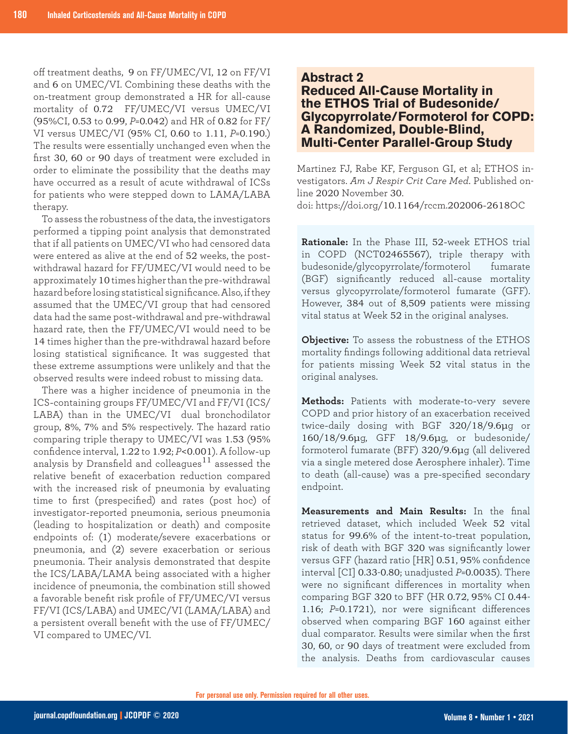off treatment deaths, 9 on FF/UMEC/VI, 12 on FF/VI and 6 on UMEC/VI. Combining these deaths with the on-treatment group demonstrated a HR for all-cause mortality of 0.72 FF/UMEC/VI versus UMEC/VI (95%CI, 0.53 to 0.99, *P*=0.042) and HR of 0.82 for FF/VI versus UMEC/VI (95% CI, 0.60 to 1.11, *P*=0.190.) The results were essentially unchanged even when the first 30, 60 or 90 days of treatment were excluded in order to eliminate the possibility that the deaths may have occurred as a result of acute withdrawal of ICSs for patients who were stepped down to LAMA/LABA therapy.

To assess the robustness of the data, the investigators performed a tipping point analysis that demonstrated that if all patients on UMEC/VI who had censored data were entered as alive at the end of 52 weeks, the post-withdrawal hazard for FF/UMEC/VI would need to be approximately 10 times higher than the pre-withdrawal hazard before losing statistical significance. Also, if they assumed that the UMEC/VI group that had censored data had the same post-withdrawal and pre-withdrawal hazard rate, then the FF/UMEC/VI would need to be 14 times higher than the pre-withdrawal hazard before losing statistical significance. It was suggested that these extreme assumptions were unlikely and that the observed results were indeed robust to missing data.

There was a higher incidence of pneumonia in the ICS-containing groups FF/UMEC/VI and FF/VI (ICS/LABA) than in the UMEC/VI dual bronchodilator group, 8%, 7% and 5% respectively. The hazard ratio comparing triple therapy to UMEC/VI was 1.53 (95% confidence interval, 1.22 to 1.92; *P*<0.001). A follow-up analysis by Dransfield and colleagues[11] assessed the relative benefit of exacerbation reduction compared with the increased risk of pneumonia by evaluating time to first (prespecified) and rates (post hoc) of investigator-reported pneumonia, serious pneumonia (leading to hospitalization or death) and composite endpoints of: (1) moderate/severe exacerbations or pneumonia, and (2) severe exacerbation or serious pneumonia. Their analysis demonstrated that despite the ICS/LABA/LAMA being associated with a higher incidence of pneumonia, the combination still showed a favorable benefit risk profile of FF/UMEC/VI versus FF/VI (ICS/LABA) and UMEC/VI (LAMA/LABA) and a persistent overall benefit with the use of FF/UMEC/VI compared to UMEC/VI.

## Abstract 2
## Reduced All-Cause Mortality in the ETHOS Trial of Budesonide/Glycopyrrolate/Formoterol for COPD: A Randomized, Double-Blind, Multi-Center Parallel-Group Study

Martinez FJ, Rabe KF, Ferguson GI, et al; ETHOS investigators. *Am J Respir Crit Care Med*. Published online 2020 November 30.
doi: https://doi.org/10.1164/rccm.202006-2618OC

**Rationale:** In the Phase III, 52-week ETHOS trial in COPD (NCT02465567), triple therapy with budesonide/glycopyrrolate/formoterol fumarate (BGF) significantly reduced all-cause mortality versus glycopyrrolate/formoterol fumarate (GFF). However, 384 out of 8,509 patients were missing vital status at Week 52 in the original analyses.

**Objective:** To assess the robustness of the ETHOS mortality findings following additional data retrieval for patients missing Week 52 vital status in the original analyses.

**Methods:** Patients with moderate-to-very severe COPD and prior history of an exacerbation received twice-daily dosing with BGF 320/18/9.6μg or 160/18/9.6μg, GFF 18/9.6μg, or budesonide/formoterol fumarate (BFF) 320/9.6μg (all delivered via a single metered dose Aerosphere inhaler). Time to death (all-cause) was a pre-specified secondary endpoint.

**Measurements and Main Results:** In the final retrieved dataset, which included Week 52 vital status for 99.6% of the intent-to-treat population, risk of death with BGF 320 was significantly lower versus GFF (hazard ratio [HR] 0.51, 95% confidence interval [CI] 0.33-0.80; unadjusted *P*=0.0035). There were no significant differences in mortality when comparing BGF 320 to BFF (HR 0.72, 95% CI 0.44-1.16; *P*=0.1721), nor were significant differences observed when comparing BGF 160 against either dual comparator. Results were similar when the first 30, 60, or 90 days of treatment were excluded from the analysis. Deaths from cardiovascular causes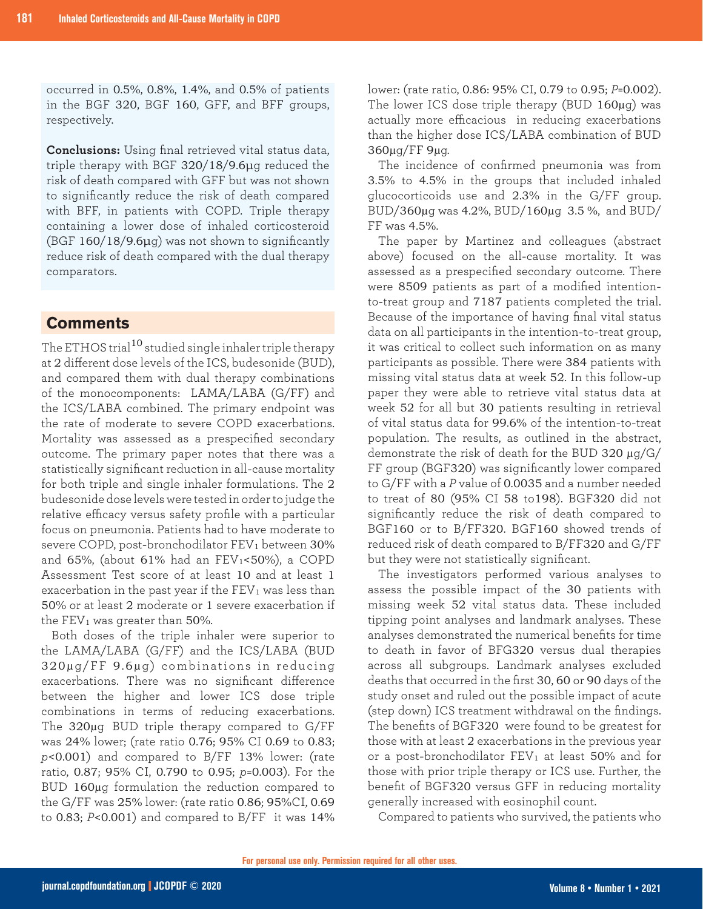occurred in 0.5%, 0.8%, 1.4%, and 0.5% of patients in the BGF 320, BGF 160, GFF, and BFF groups, respectively.

**Conclusions:** Using final retrieved vital status data, triple therapy with BGF 320/18/9.6μg reduced the risk of death compared with GFF but was not shown to significantly reduce the risk of death compared with BFF, in patients with COPD. Triple therapy containing a lower dose of inhaled corticosteroid (BGF 160/18/9.6μg) was not shown to significantly reduce risk of death compared with the dual therapy comparators.

## Comments

The ETHOS trial[10] studied single inhaler triple therapy at 2 different dose levels of the ICS, budesonide (BUD), and compared them with dual therapy combinations of the monocomponents: LAMA/LABA (G/FF) and the ICS/LABA combined. The primary endpoint was the rate of moderate to severe COPD exacerbations. Mortality was assessed as a prespecified secondary outcome. The primary paper notes that there was a statistically significant reduction in all-cause mortality for both triple and single inhaler formulations. The 2 budesonide dose levels were tested in order to judge the relative efficacy versus safety profile with a particular focus on pneumonia. Patients had to have moderate to severe COPD, post-bronchodilator $FEV_1$ between 30% and 65%, (about 61% had an $FEV_1$<50%), a COPD Assessment Test score of at least 10 and at least 1 exacerbation in the past year if the $FEV_1$ was less than 50% or at least 2 moderate or 1 severe exacerbation if the $FEV_1$ was greater than 50%.

Both doses of the triple inhaler were superior to the LAMA/LABA (G/FF) and the ICS/LABA (BUD 320μg/FF 9.6μg) combinations in reducing exacerbations. There was no significant difference between the higher and lower ICS dose triple combinations in terms of reducing exacerbations. The 320μg BUD triple therapy compared to G/FF was 24% lower; (rate ratio 0.76; 95% CI 0.69 to 0.83; $p$<0.001) and compared to B/FF 13% lower: (rate ratio, 0.87; 95% CI, 0.790 to 0.95; $p$=0.003). For the BUD 160μg formulation the reduction compared to the G/FF was 25% lower: (rate ratio 0.86; 95%CI, 0.69 to 0.83; $P$<0.001) and compared to B/FF it was 14% lower: (rate ratio, 0.86: 95% CI, 0.79 to 0.95; $P$=0.002). The lower ICS dose triple therapy (BUD 160μg) was actually more efficacious in reducing exacerbations than the higher dose ICS/LABA combination of BUD 360μg/FF 9μg.

The incidence of confirmed pneumonia was from 3.5% to 4.5% in the groups that included inhaled glucocorticoids use and 2.3% in the G/FF group. BUD/360μg was 4.2%, BUD/160μg 3.5 %, and BUD/FF was 4.5%.

The paper by Martinez and colleagues (abstract above) focused on the all-cause mortality. It was assessed as a prespecified secondary outcome. There were 8509 patients as part of a modified intention-to-treat group and 7187 patients completed the trial. Because of the importance of having final vital status data on all participants in the intention-to-treat group, it was critical to collect such information on as many participants as possible. There were 384 patients with missing vital status data at week 52. In this follow-up paper they were able to retrieve vital status data at week 52 for all but 30 patients resulting in retrieval of vital status data for 99.6% of the intention-to-treat population. The results, as outlined in the abstract, demonstrate the risk of death for the BUD 320 μg/G/FF group (BGF320) was significantly lower compared to G/FF with a $P$ value of 0.0035 and a number needed to treat of 80 (95% CI 58 to198). BGF320 did not significantly reduce the risk of death compared to BGF160 or to B/FF320. BGF160 showed trends of reduced risk of death compared to B/FF320 and G/FF but they were not statistically significant.

The investigators performed various analyses to assess the possible impact of the 30 patients with missing week 52 vital status data. These included tipping point analyses and landmark analyses. These analyses demonstrated the numerical benefits for time to death in favor of BFG320 versus dual therapies across all subgroups. Landmark analyses excluded deaths that occurred in the first 30, 60 or 90 days of the study onset and ruled out the possible impact of acute (step down) ICS treatment withdrawal on the findings. The benefits of BGF320 were found to be greatest for those with at least 2 exacerbations in the previous year or a post-bronchodilator $FEV_1$ at least 50% and for those with prior triple therapy or ICS use. Further, the benefit of BGF320 versus GFF in reducing mortality generally increased with eosinophil count.

Compared to patients who survived, the patients who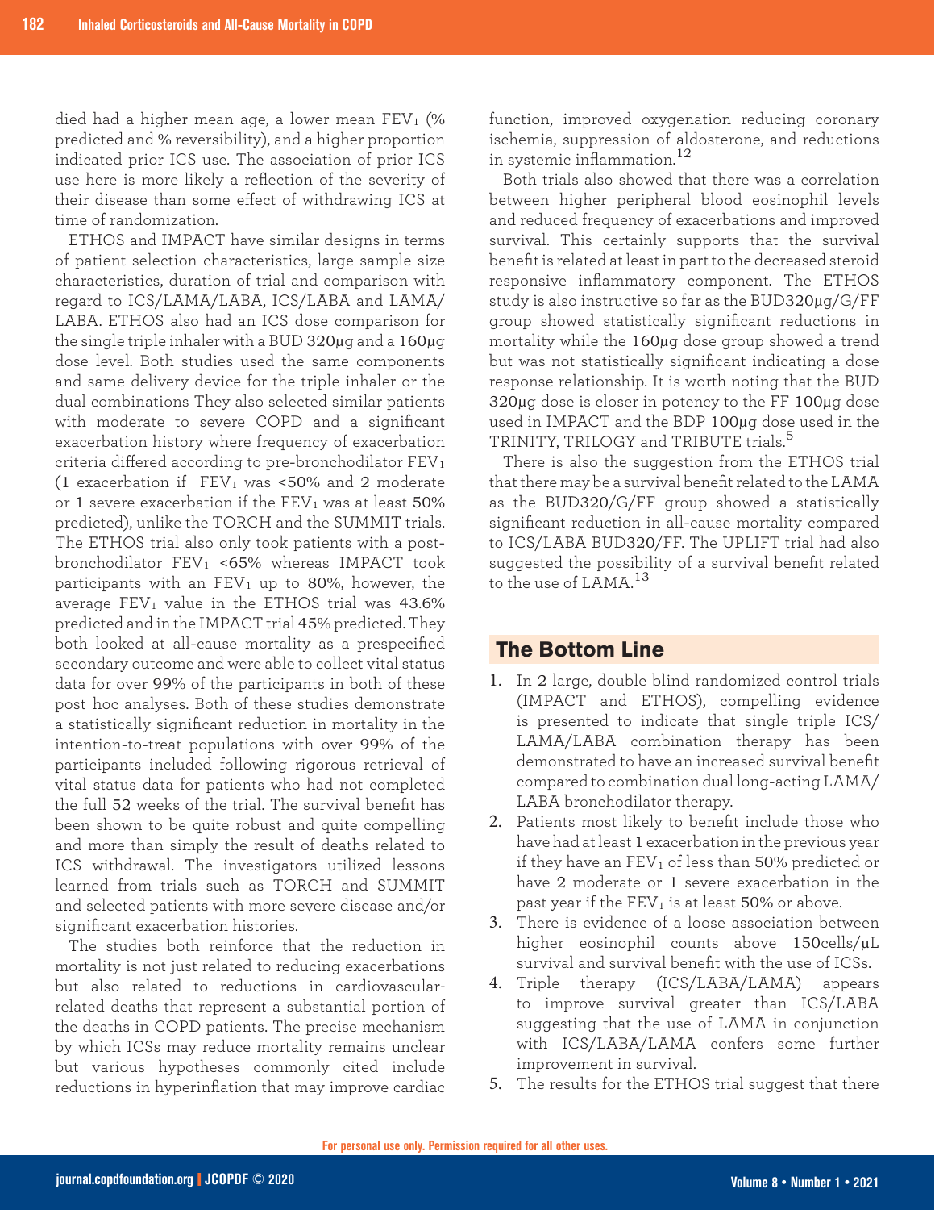died had a higher mean age, a lower mean $FEV_1$ (% predicted and % reversibility), and a higher proportion indicated prior ICS use. The association of prior ICS use here is more likely a reflection of the severity of their disease than some effect of withdrawing ICS at time of randomization.

ETHOS and IMPACT have similar designs in terms of patient selection characteristics, large sample size characteristics, duration of trial and comparison with regard to ICS/LAMA/LABA, ICS/LABA and LAMA/LABA. ETHOS also had an ICS dose comparison for the single triple inhaler with a BUD 320µg and a 160µg dose level. Both studies used the same components and same delivery device for the triple inhaler or the dual combinations They also selected similar patients with moderate to severe COPD and a significant exacerbation history where frequency of exacerbation criteria differed according to pre-bronchodilator $FEV_1$ (1 exacerbation if $FEV_1$ was <50% and 2 moderate or 1 severe exacerbation if the $FEV_1$ was at least 50% predicted), unlike the TORCH and the SUMMIT trials. The ETHOS trial also only took patients with a post-bronchodilator $FEV_1$ <65% whereas IMPACT took participants with an $FEV_1$ up to 80%, however, the average $FEV_1$ value in the ETHOS trial was 43.6% predicted and in the IMPACT trial 45% predicted. They both looked at all-cause mortality as a prespecified secondary outcome and were able to collect vital status data for over 99% of the participants in both of these post hoc analyses. Both of these studies demonstrate a statistically significant reduction in mortality in the intention-to-treat populations with over 99% of the participants included following rigorous retrieval of vital status data for patients who had not completed the full 52 weeks of the trial. The survival benefit has been shown to be quite robust and quite compelling and more than simply the result of deaths related to ICS withdrawal. The investigators utilized lessons learned from trials such as TORCH and SUMMIT and selected patients with more severe disease and/or significant exacerbation histories.

The studies both reinforce that the reduction in mortality is not just related to reducing exacerbations but also related to reductions in cardiovascular-related deaths that represent a substantial portion of the deaths in COPD patients. The precise mechanism by which ICSs may reduce mortality remains unclear but various hypotheses commonly cited include reductions in hyperinflation that may improve cardiac function, improved oxygenation reducing coronary ischemia, suppression of aldosterone, and reductions in systemic inflammation.[12]

Both trials also showed that there was a correlation between higher peripheral blood eosinophil levels and reduced frequency of exacerbations and improved survival. This certainly supports that the survival benefit is related at least in part to the decreased steroid responsive inflammatory component. The ETHOS study is also instructive so far as the BUD320µg/G/FF group showed statistically significant reductions in mortality while the 160µg dose group showed a trend but was not statistically significant indicating a dose response relationship. It is worth noting that the BUD 320µg dose is closer in potency to the FF 100µg dose used in IMPACT and the BDP 100µg dose used in the TRINITY, TRILOGY and TRIBUTE trials.[5]

There is also the suggestion from the ETHOS trial that there may be a survival benefit related to the LAMA as the BUD320/G/FF group showed a statistically significant reduction in all-cause mortality compared to ICS/LABA BUD320/FF. The UPLIFT trial had also suggested the possibility of a survival benefit related to the use of LAMA.[13]

## The Bottom Line

1. In 2 large, double blind randomized control trials (IMPACT and ETHOS), compelling evidence is presented to indicate that single triple ICS/LAMA/LABA combination therapy has been demonstrated to have an increased survival benefit compared to combination dual long-acting LAMA/LABA bronchodilator therapy.
2. Patients most likely to benefit include those who have had at least 1 exacerbation in the previous year if they have an $FEV_1$ of less than 50% predicted or have 2 moderate or 1 severe exacerbation in the past year if the $FEV_1$ is at least 50% or above.
3. There is evidence of a loose association between higher eosinophil counts above 150cells/µL survival and survival benefit with the use of ICSs.
4. Triple therapy (ICS/LABA/LAMA) appears to improve survival greater than ICS/LABA suggesting that the use of LAMA in conjunction with ICS/LABA/LAMA confers some further improvement in survival.
5. The results for the ETHOS trial suggest that there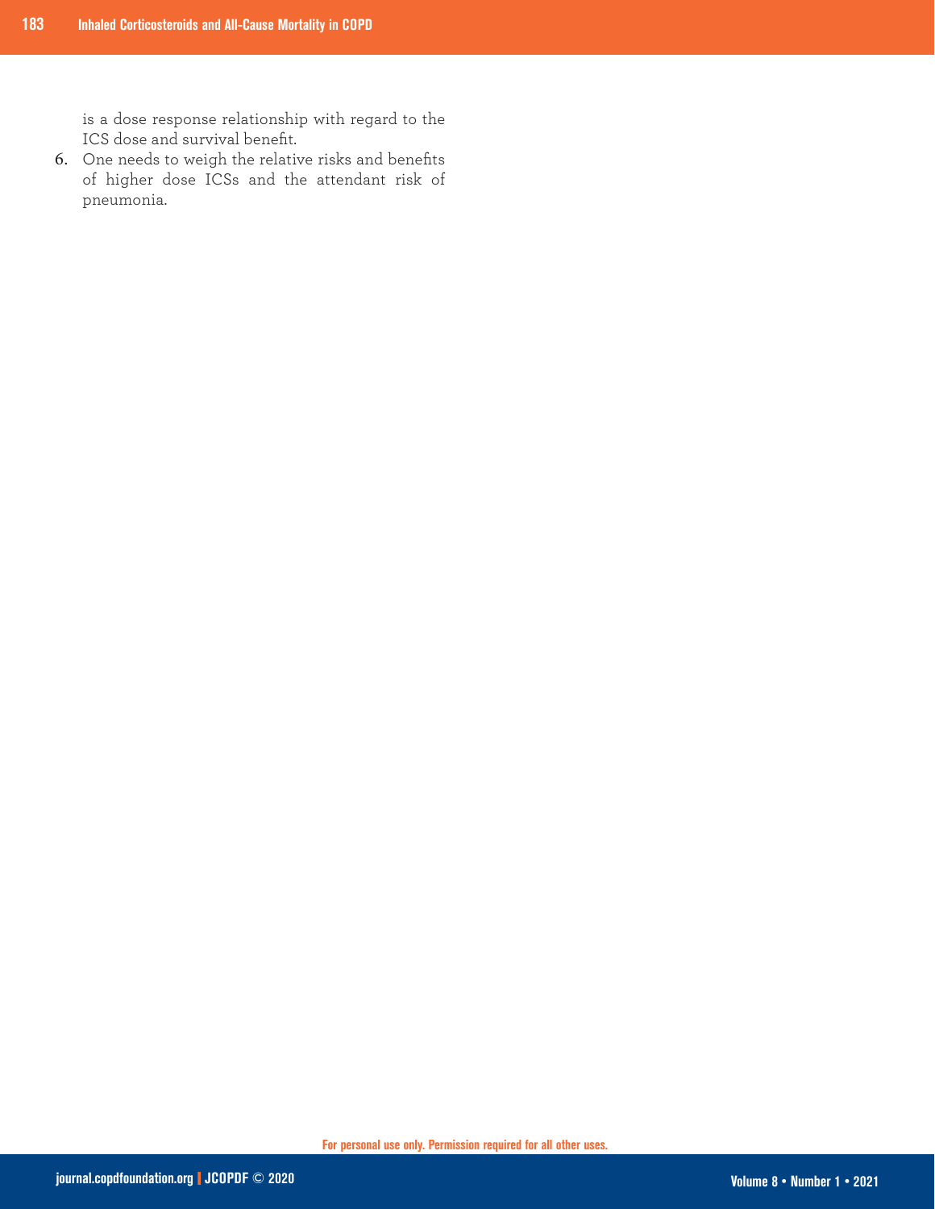is a dose response relationship with regard to the ICS dose and survival benefit.

6. One needs to weigh the relative risks and benefits of higher dose ICSs and the attendant risk of pneumonia.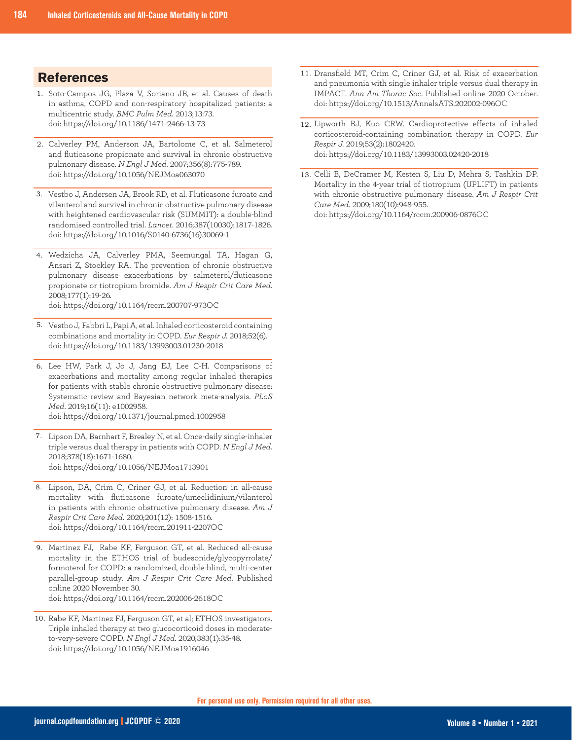## References

1. Soto-Campos JG, Plaza V, Soriano JB, et al. Causes of death in asthma, COPD and non-respiratory hospitalized patients: a multicentric study. *BMC Pulm Med*. 2013;13:73. doi: https://doi.org/10.1186/1471-2466-13-73

2. Calverley PM, Anderson JA, Bartolome C, et al. Salmeterol and fluticasone propionate and survival in chronic obstructive pulmonary disease. *N Engl J Med*. 2007;356(8):775-789. doi: https://doi.org/10.1056/NEJMoa063070

3. Vestbo J, Andersen JA, Brook RD, et al. Fluticasone furoate and vilanterol and survival in chronic obstructive pulmonary disease with heightened cardiovascular risk (SUMMIT): a double-blind randomised controlled trial. *Lancet*. 2016;387(10030):1817-1826. doi: https://doi.org/10.1016/S0140-6736(16)30069-1

4. Wedzicha JA, Calverley PMA, Seemungal TA, Hagan G, Ansari Z, Stockley RA. The prevention of chronic obstructive pulmonary disease exacerbations by salmeterol/fluticasone propionate or tiotropium bromide. *Am J Respir Crit Care Med*. 2008;177(1):19-26. doi: https://doi.org/10.1164/rccm.200707-973OC

5. Vestbo J, Fabbri L, Papi A, et al. Inhaled corticosteroid containing combinations and mortality in COPD. *Eur Respir J*. 2018;52(6). doi: https://doi.org/10.1183/13993003.01230-2018

6. Lee HW, Park J, Jo J, Jang EJ, Lee C-H. Comparisons of exacerbations and mortality among regular inhaled therapies for patients with stable chronic obstructive pulmonary disease: Systematic review and Bayesian network meta-analysis. *PLoS Med*. 2019;16(11): e1002958. doi: https://doi.org/10.1371/journal.pmed.1002958

7. Lipson DA, Barnhart F, Brealey N, et al. Once-daily single-inhaler triple versus dual therapy in patients with COPD. *N Engl J Med*. 2018;378(18):1671-1680. doi: https://doi.org/10.1056/NEJMoa1713901

8. Lipson, DA, Crim C, Criner GJ, et al. Reduction in all-cause mortality with fluticasone furoate/umeclidinium/vilanterol in patients with chronic obstructive pulmonary disease. *Am J Respir Crit Care Med*. 2020;201(12): 1508-1516. doi: https://doi.org/10.1164/rccm.201911-2207OC

9. Martinez FJ, Rabe KF, Ferguson GT, et al. Reduced all-cause mortality in the ETHOS trial of budesonide/glycopyrrolate/formoterol for COPD: a randomized, double-blind, multi-center parallel-group study. *Am J Respir Crit Care Med*. Published online 2020 November 30. doi: https://doi.org/10.1164/rccm.202006-2618OC

10. Rabe KF, Martinez FJ, Ferguson GT, et al; ETHOS investigators. Triple inhaled therapy at two glucocorticoid doses in moderate-to-very-severe COPD. *N Engl J Med*. 2020;383(1):35-48. doi: https://doi.org/10.1056/NEJMoa1916046

11. Dransfield MT, Crim C, Criner GJ, et al. Risk of exacerbation and pneumonia with single inhaler triple versus dual therapy in IMPACT. *Ann Am Thorac Soc*. Published online 2020 October. doi: https://doi.org/10.1513/AnnalsATS.202002-096OC

12. Lipworth BJ, Kuo CRW. Cardioprotective effects of inhaled corticosteroid-containing combination therapy in COPD. *Eur Respir J*. 2019;53(2):1802420. doi: https://doi.org/10.1183/13993003.02420-2018

13. Celli B, DeCramer M, Kesten S, Liu D, Mehra S, Tashkin DP. Mortality in the 4-year trial of tiotropium (UPLIFT) in patients with chronic obstructive pulmonary disease. *Am J Respir Crit Care Med*. 2009;180(10):948-955. doi: https://doi.org/10.1164/rccm.200906-0876OC

For personal use only. Permission required for all other uses.